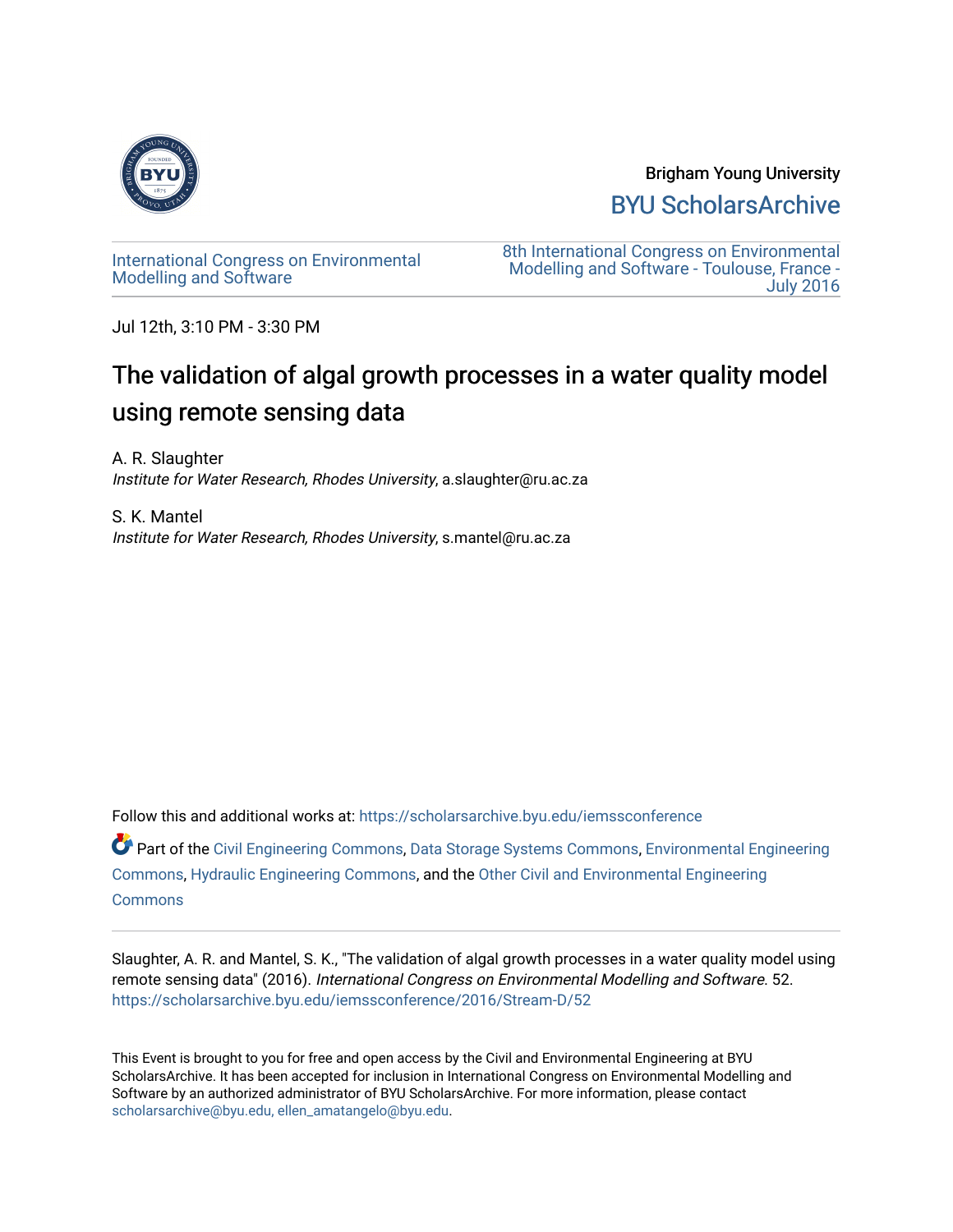Brigham Young University

BYU ScholarsArchive

International Congress on Environmental Modelling and Software

8th International Congress on Environmental Modelling and Software - Toulouse, France - July 2016

Jul 12th, 3:10 PM - 3:30 PM

# The validation of algal growth processes in a water quality model using remote sensing data

A. R. Slaughter
*Institute for Water Research, Rhodes University*, a.slaughter@ru.ac.za

S. K. Mantel
*Institute for Water Research, Rhodes University*, s.mantel@ru.ac.za

Follow this and additional works at: https://scholarsarchive.byu.edu/iemssconference

Part of the Civil Engineering Commons, Data Storage Systems Commons, Environmental Engineering Commons, Hydraulic Engineering Commons, and the Other Civil and Environmental Engineering Commons

Slaughter, A. R. and Mantel, S. K., "The validation of algal growth processes in a water quality model using remote sensing data" (2016). *International Congress on Environmental Modelling and Software*. 52. https://scholarsarchive.byu.edu/iemssconference/2016/Stream-D/52

This Event is brought to you for free and open access by the Civil and Environmental Engineering at BYU ScholarsArchive. It has been accepted for inclusion in International Congress on Environmental Modelling and Software by an authorized administrator of BYU ScholarsArchive. For more information, please contact scholarsarchive@byu.edu, ellen_amatangelo@byu.edu.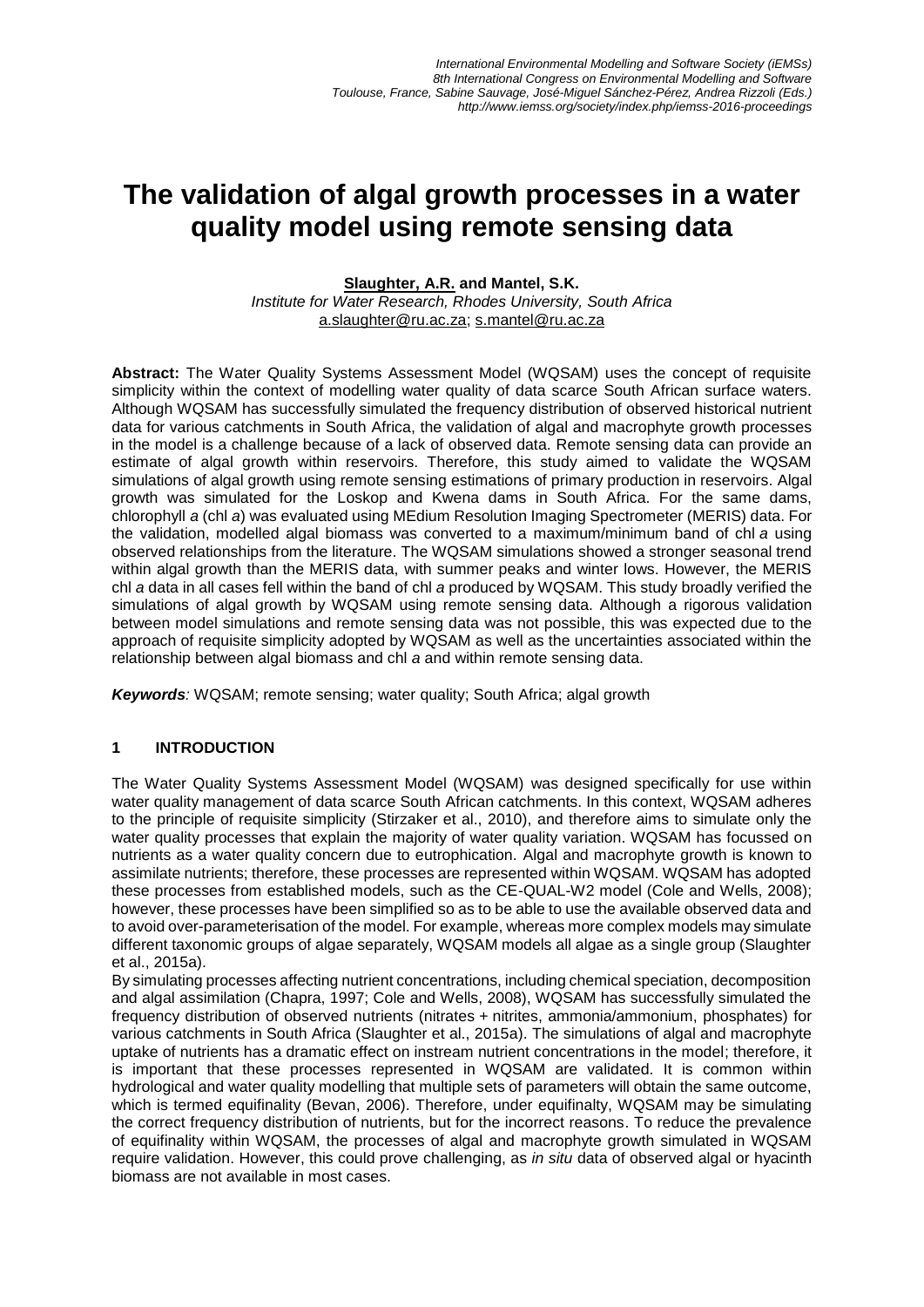# The validation of algal growth processes in a water quality model using remote sensing data

**Slaughter, A.R. and Mantel, S.K.**

*Institute for Water Research, Rhodes University, South Africa*
a.slaughter@ru.ac.za; s.mantel@ru.ac.za

**Abstract:** The Water Quality Systems Assessment Model (WQSAM) uses the concept of requisite simplicity within the context of modelling water quality of data scarce South African surface waters. Although WQSAM has successfully simulated the frequency distribution of observed historical nutrient data for various catchments in South Africa, the validation of algal and macrophyte growth processes in the model is a challenge because of a lack of observed data. Remote sensing data can provide an estimate of algal growth within reservoirs. Therefore, this study aimed to validate the WQSAM simulations of algal growth using remote sensing estimations of primary production in reservoirs. Algal growth was simulated for the Loskop and Kwena dams in South Africa. For the same dams, chlorophyll *a* (chl *a*) was evaluated using MEdium Resolution Imaging Spectrometer (MERIS) data. For the validation, modelled algal biomass was converted to a maximum/minimum band of chl *a* using observed relationships from the literature. The WQSAM simulations showed a stronger seasonal trend within algal growth than the MERIS data, with summer peaks and winter lows. However, the MERIS chl *a* data in all cases fell within the band of chl *a* produced by WQSAM. This study broadly verified the simulations of algal growth by WQSAM using remote sensing data. Although a rigorous validation between model simulations and remote sensing data was not possible, this was expected due to the approach of requisite simplicity adopted by WQSAM as well as the uncertainties associated within the relationship between algal biomass and chl *a* and within remote sensing data.

***Keywords**:* WQSAM; remote sensing; water quality; South Africa; algal growth

## 1 INTRODUCTION

The Water Quality Systems Assessment Model (WQSAM) was designed specifically for use within water quality management of data scarce South African catchments. In this context, WQSAM adheres to the principle of requisite simplicity (Stirzaker et al., 2010), and therefore aims to simulate only the water quality processes that explain the majority of water quality variation. WQSAM has focussed on nutrients as a water quality concern due to eutrophication. Algal and macrophyte growth is known to assimilate nutrients; therefore, these processes are represented within WQSAM. WQSAM has adopted these processes from established models, such as the CE-QUAL-W2 model (Cole and Wells, 2008); however, these processes have been simplified so as to be able to use the available observed data and to avoid over-parameterisation of the model. For example, whereas more complex models may simulate different taxonomic groups of algae separately, WQSAM models all algae as a single group (Slaughter et al., 2015a).

By simulating processes affecting nutrient concentrations, including chemical speciation, decomposition and algal assimilation (Chapra, 1997; Cole and Wells, 2008), WQSAM has successfully simulated the frequency distribution of observed nutrients (nitrates + nitrites, ammonia/ammonium, phosphates) for various catchments in South Africa (Slaughter et al., 2015a). The simulations of algal and macrophyte uptake of nutrients has a dramatic effect on instream nutrient concentrations in the model; therefore, it is important that these processes represented in WQSAM are validated. It is common within hydrological and water quality modelling that multiple sets of parameters will obtain the same outcome, which is termed equifinality (Bevan, 2006). Therefore, under equifinalty, WQSAM may be simulating the correct frequency distribution of nutrients, but for the incorrect reasons. To reduce the prevalence of equifinality within WQSAM, the processes of algal and macrophyte growth simulated in WQSAM require validation. However, this could prove challenging, as *in situ* data of observed algal or hyacinth biomass are not available in most cases.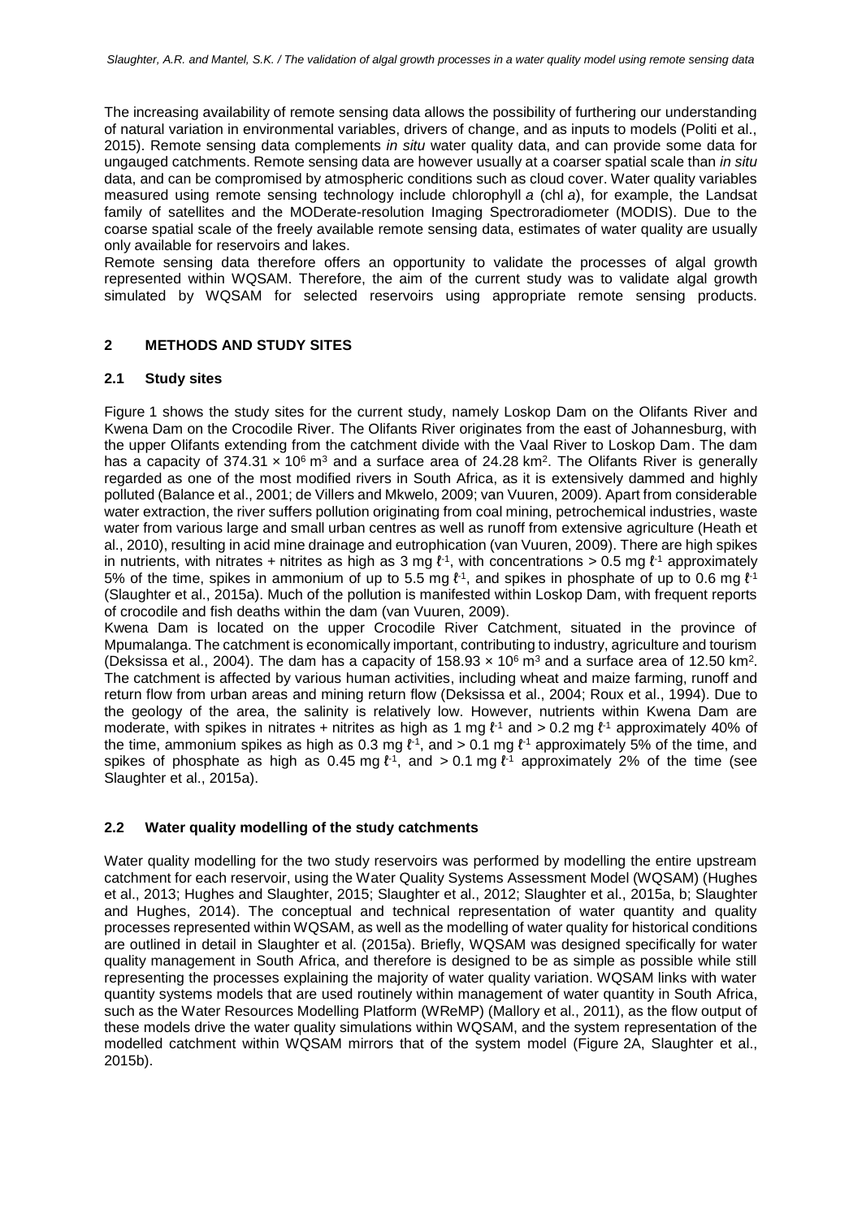The increasing availability of remote sensing data allows the possibility of furthering our understanding of natural variation in environmental variables, drivers of change, and as inputs to models (Politi et al., 2015). Remote sensing data complements *in situ* water quality data, and can provide some data for ungauged catchments. Remote sensing data are however usually at a coarser spatial scale than *in situ* data, and can be compromised by atmospheric conditions such as cloud cover. Water quality variables measured using remote sensing technology include chlorophyll *a* (chl *a*), for example, the Landsat family of satellites and the MODerate-resolution Imaging Spectroradiometer (MODIS). Due to the coarse spatial scale of the freely available remote sensing data, estimates of water quality are usually only available for reservoirs and lakes.

Remote sensing data therefore offers an opportunity to validate the processes of algal growth represented within WQSAM. Therefore, the aim of the current study was to validate algal growth simulated by WQSAM for selected reservoirs using appropriate remote sensing products.

## 2 METHODS AND STUDY SITES

### 2.1 Study sites

Figure 1 shows the study sites for the current study, namely Loskop Dam on the Olifants River and Kwena Dam on the Crocodile River. The Olifants River originates from the east of Johannesburg, with the upper Olifants extending from the catchment divide with the Vaal River to Loskop Dam. The dam has a capacity of $374.31 \times 10^6$ m$^3$ and a surface area of 24.28 km$^2$. The Olifants River is generally regarded as one of the most modified rivers in South Africa, as it is extensively dammed and highly polluted (Balance et al., 2001; de Villers and Mkwelo, 2009; van Vuuren, 2009). Apart from considerable water extraction, the river suffers pollution originating from coal mining, petrochemical industries, waste water from various large and small urban centres as well as runoff from extensive agriculture (Heath et al., 2010), resulting in acid mine drainage and eutrophication (van Vuuren, 2009). There are high spikes in nutrients, with nitrates + nitrites as high as 3 mg $\ell^{-1}$, with concentrations > 0.5 mg $\ell^{-1}$ approximately 5% of the time, spikes in ammonium of up to 5.5 mg $\ell^{-1}$, and spikes in phosphate of up to 0.6 mg $\ell^{-1}$ (Slaughter et al., 2015a). Much of the pollution is manifested within Loskop Dam, with frequent reports of crocodile and fish deaths within the dam (van Vuuren, 2009).

Kwena Dam is located on the upper Crocodile River Catchment, situated in the province of Mpumalanga. The catchment is economically important, contributing to industry, agriculture and tourism (Deksissa et al., 2004). The dam has a capacity of $158.93 \times 10^6$ m$^3$ and a surface area of 12.50 km$^2$. The catchment is affected by various human activities, including wheat and maize farming, runoff and return flow from urban areas and mining return flow (Deksissa et al., 2004; Roux et al., 1994). Due to the geology of the area, the salinity is relatively low. However, nutrients within Kwena Dam are moderate, with spikes in nitrates + nitrites as high as 1 mg $\ell^{-1}$ and > 0.2 mg $\ell^{-1}$ approximately 40% of the time, ammonium spikes as high as 0.3 mg $\ell^{-1}$, and > 0.1 mg $\ell^{-1}$ approximately 5% of the time, and spikes of phosphate as high as 0.45 mg $\ell^{-1}$, and > 0.1 mg $\ell^{-1}$ approximately 2% of the time (see Slaughter et al., 2015a).

### 2.2 Water quality modelling of the study catchments

Water quality modelling for the two study reservoirs was performed by modelling the entire upstream catchment for each reservoir, using the Water Quality Systems Assessment Model (WQSAM) (Hughes et al., 2013; Hughes and Slaughter, 2015; Slaughter et al., 2012; Slaughter et al., 2015a, b; Slaughter and Hughes, 2014). The conceptual and technical representation of water quantity and quality processes represented within WQSAM, as well as the modelling of water quality for historical conditions are outlined in detail in Slaughter et al. (2015a). Briefly, WQSAM was designed specifically for water quality management in South Africa, and therefore is designed to be as simple as possible while still representing the processes explaining the majority of water quality variation. WQSAM links with water quantity systems models that are used routinely within management of water quantity in South Africa, such as the Water Resources Modelling Platform (WReMP) (Mallory et al., 2011), as the flow output of these models drive the water quality simulations within WQSAM, and the system representation of the modelled catchment within WQSAM mirrors that of the system model (Figure 2A, Slaughter et al., 2015b).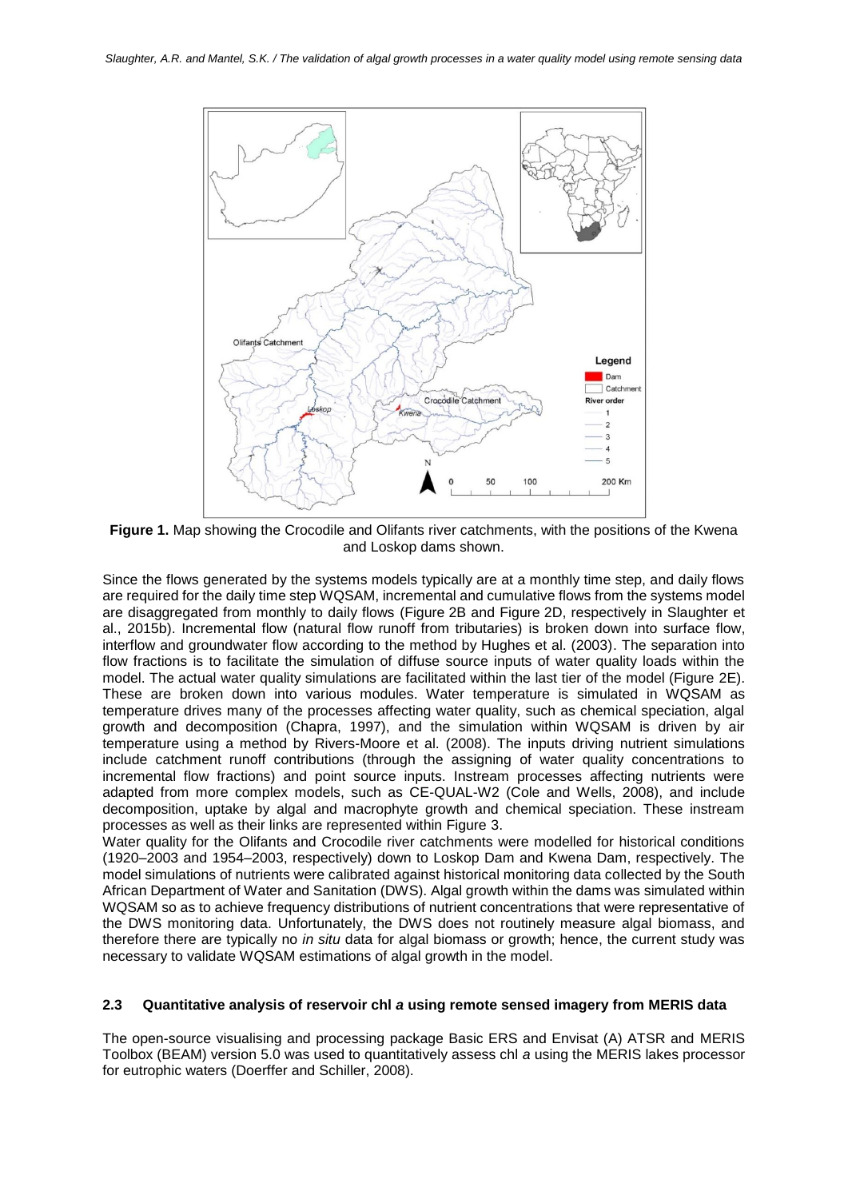**Figure 1.** Map showing the Crocodile and Olifants river catchments, with the positions of the Kwena and Loskop dams shown.

Since the flows generated by the systems models typically are at a monthly time step, and daily flows are required for the daily time step WQSAM, incremental and cumulative flows from the systems model are disaggregated from monthly to daily flows (Figure 2B and Figure 2D, respectively in Slaughter et al., 2015b). Incremental flow (natural flow runoff from tributaries) is broken down into surface flow, interflow and groundwater flow according to the method by Hughes et al. (2003). The separation into flow fractions is to facilitate the simulation of diffuse source inputs of water quality loads within the model. The actual water quality simulations are facilitated within the last tier of the model (Figure 2E). These are broken down into various modules. Water temperature is simulated in WQSAM as temperature drives many of the processes affecting water quality, such as chemical speciation, algal growth and decomposition (Chapra, 1997), and the simulation within WQSAM is driven by air temperature using a method by Rivers-Moore et al. (2008). The inputs driving nutrient simulations include catchment runoff contributions (through the assigning of water quality concentrations to incremental flow fractions) and point source inputs. Instream processes affecting nutrients were adapted from more complex models, such as CE-QUAL-W2 (Cole and Wells, 2008), and include decomposition, uptake by algal and macrophyte growth and chemical speciation. These instream processes as well as their links are represented within Figure 3.

Water quality for the Olifants and Crocodile river catchments were modelled for historical conditions (1920–2003 and 1954–2003, respectively) down to Loskop Dam and Kwena Dam, respectively. The model simulations of nutrients were calibrated against historical monitoring data collected by the South African Department of Water and Sanitation (DWS). Algal growth within the dams was simulated within WQSAM so as to achieve frequency distributions of nutrient concentrations that were representative of the DWS monitoring data. Unfortunately, the DWS does not routinely measure algal biomass, and therefore there are typically no *in situ* data for algal biomass or growth; hence, the current study was necessary to validate WQSAM estimations of algal growth in the model.

### 2.3 Quantitative analysis of reservoir chl *a* using remote sensed imagery from MERIS data

The open-source visualising and processing package Basic ERS and Envisat (A) ATSR and MERIS Toolbox (BEAM) version 5.0 was used to quantitatively assess chl *a* using the MERIS lakes processor for eutrophic waters (Doerffer and Schiller, 2008).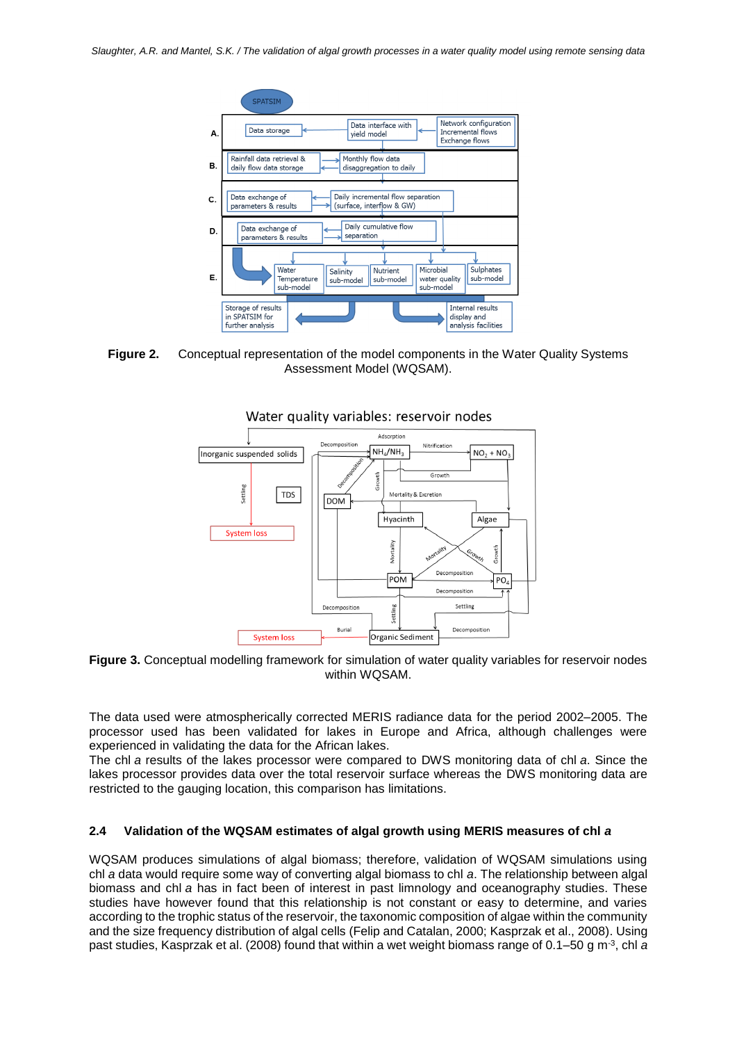**Figure 2.** Conceptual representation of the model components in the Water Quality Systems Assessment Model (WQSAM).

**Figure 3.** Conceptual modelling framework for simulation of water quality variables for reservoir nodes within WQSAM.

The data used were atmospherically corrected MERIS radiance data for the period 2002–2005. The processor used has been validated for lakes in Europe and Africa, although challenges were experienced in validating the data for the African lakes.

The chl *a* results of the lakes processor were compared to DWS monitoring data of chl *a*. Since the lakes processor provides data over the total reservoir surface whereas the DWS monitoring data are restricted to the gauging location, this comparison has limitations.

## 2.4 Validation of the WQSAM estimates of algal growth using MERIS measures of chl *a*

WQSAM produces simulations of algal biomass; therefore, validation of WQSAM simulations using chl *a* data would require some way of converting algal biomass to chl *a*. The relationship between algal biomass and chl *a* has in fact been of interest in past limnology and oceanography studies. These studies have however found that this relationship is not constant or easy to determine, and varies according to the trophic status of the reservoir, the taxonomic composition of algae within the community and the size frequency distribution of algal cells (Felip and Catalan, 2000; Kasprzak et al., 2008). Using past studies, Kasprzak et al. (2008) found that within a wet weight biomass range of 0.1–50 g $m^{-3}$, chl *a*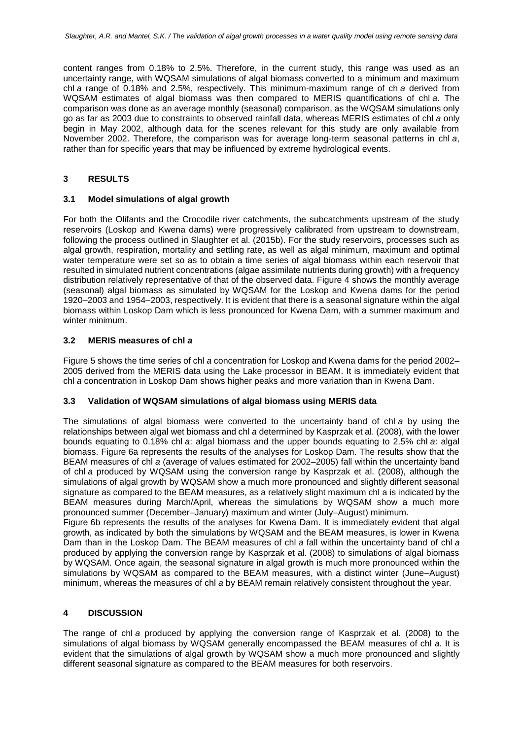content ranges from 0.18% to 2.5%. Therefore, in the current study, this range was used as an uncertainty range, with WQSAM simulations of algal biomass converted to a minimum and maximum chl *a* range of 0.18% and 2.5%, respectively. This minimum-maximum range of ch *a* derived from WQSAM estimates of algal biomass was then compared to MERIS quantifications of chl *a*. The comparison was done as an average monthly (seasonal) comparison, as the WQSAM simulations only go as far as 2003 due to constraints to observed rainfall data, whereas MERIS estimates of chl *a* only begin in May 2002, although data for the scenes relevant for this study are only available from November 2002. Therefore, the comparison was for average long-term seasonal patterns in chl *a*, rather than for specific years that may be influenced by extreme hydrological events.

## 3 RESULTS

### 3.1 Model simulations of algal growth

For both the Olifants and the Crocodile river catchments, the subcatchments upstream of the study reservoirs (Loskop and Kwena dams) were progressively calibrated from upstream to downstream, following the process outlined in Slaughter et al. (2015b). For the study reservoirs, processes such as algal growth, respiration, mortality and settling rate, as well as algal minimum, maximum and optimal water temperature were set so as to obtain a time series of algal biomass within each reservoir that resulted in simulated nutrient concentrations (algae assimilate nutrients during growth) with a frequency distribution relatively representative of that of the observed data. Figure 4 shows the monthly average (seasonal) algal biomass as simulated by WQSAM for the Loskop and Kwena dams for the period 1920–2003 and 1954–2003, respectively. It is evident that there is a seasonal signature within the algal biomass within Loskop Dam which is less pronounced for Kwena Dam, with a summer maximum and winter minimum.

### 3.2 MERIS measures of chl *a*

Figure 5 shows the time series of chl *a* concentration for Loskop and Kwena dams for the period 2002–2005 derived from the MERIS data using the Lake processor in BEAM. It is immediately evident that chl *a* concentration in Loskop Dam shows higher peaks and more variation than in Kwena Dam.

### 3.3 Validation of WQSAM simulations of algal biomass using MERIS data

The simulations of algal biomass were converted to the uncertainty band of chl *a* by using the relationships between algal wet biomass and chl *a* determined by Kasprzak et al. (2008), with the lower bounds equating to 0.18% chl *a*: algal biomass and the upper bounds equating to 2.5% chl *a*: algal biomass. Figure 6a represents the results of the analyses for Loskop Dam. The results show that the BEAM measures of chl *a* (average of values estimated for 2002–2005) fall within the uncertainty band of chl *a* produced by WQSAM using the conversion range by Kasprzak et al. (2008), although the simulations of algal growth by WQSAM show a much more pronounced and slightly different seasonal signature as compared to the BEAM measures, as a relatively slight maximum chl a is indicated by the BEAM measures during March/April, whereas the simulations by WQSAM show a much more pronounced summer (December–January) maximum and winter (July–August) minimum.

Figure 6b represents the results of the analyses for Kwena Dam. It is immediately evident that algal growth, as indicated by both the simulations by WQSAM and the BEAM measures, is lower in Kwena Dam than in the Loskop Dam. The BEAM measures of chl *a* fall within the uncertainty band of chl *a* produced by applying the conversion range by Kasprzak et al. (2008) to simulations of algal biomass by WQSAM. Once again, the seasonal signature in algal growth is much more pronounced within the simulations by WQSAM as compared to the BEAM measures, with a distinct winter (June–August) minimum, whereas the measures of chl *a* by BEAM remain relatively consistent throughout the year.

## 4 DISCUSSION

The range of chl *a* produced by applying the conversion range of Kasprzak et al. (2008) to the simulations of algal biomass by WQSAM generally encompassed the BEAM measures of chl *a*. It is evident that the simulations of algal growth by WQSAM show a much more pronounced and slightly different seasonal signature as compared to the BEAM measures for both reservoirs.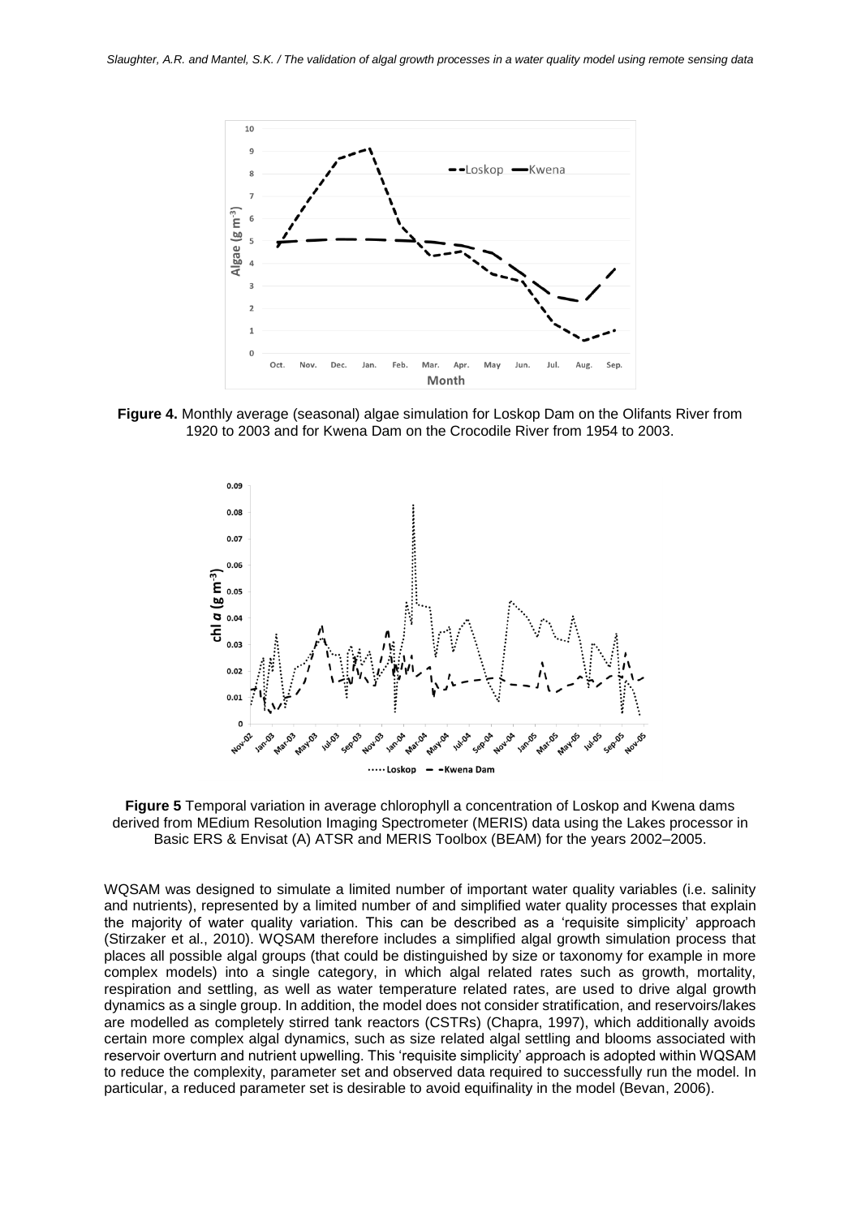**Figure 4.** Monthly average (seasonal) algae simulation for Loskop Dam on the Olifants River from 1920 to 2003 and for Kwena Dam on the Crocodile River from 1954 to 2003.

**Figure 5** Temporal variation in average chlorophyll a concentration of Loskop and Kwena dams derived from MEdium Resolution Imaging Spectrometer (MERIS) data using the Lakes processor in Basic ERS & Envisat (A) ATSR and MERIS Toolbox (BEAM) for the years 2002–2005.

WQSAM was designed to simulate a limited number of important water quality variables (i.e. salinity and nutrients), represented by a limited number of and simplified water quality processes that explain the majority of water quality variation. This can be described as a 'requisite simplicity' approach (Stirzaker et al., 2010). WQSAM therefore includes a simplified algal growth simulation process that places all possible algal groups (that could be distinguished by size or taxonomy for example in more complex models) into a single category, in which algal related rates such as growth, mortality, respiration and settling, as well as water temperature related rates, are used to drive algal growth dynamics as a single group. In addition, the model does not consider stratification, and reservoirs/lakes are modelled as completely stirred tank reactors (CSTRs) (Chapra, 1997), which additionally avoids certain more complex algal dynamics, such as size related algal settling and blooms associated with reservoir overturn and nutrient upwelling. This 'requisite simplicity' approach is adopted within WQSAM to reduce the complexity, parameter set and observed data required to successfully run the model. In particular, a reduced parameter set is desirable to avoid equifinality in the model (Bevan, 2006).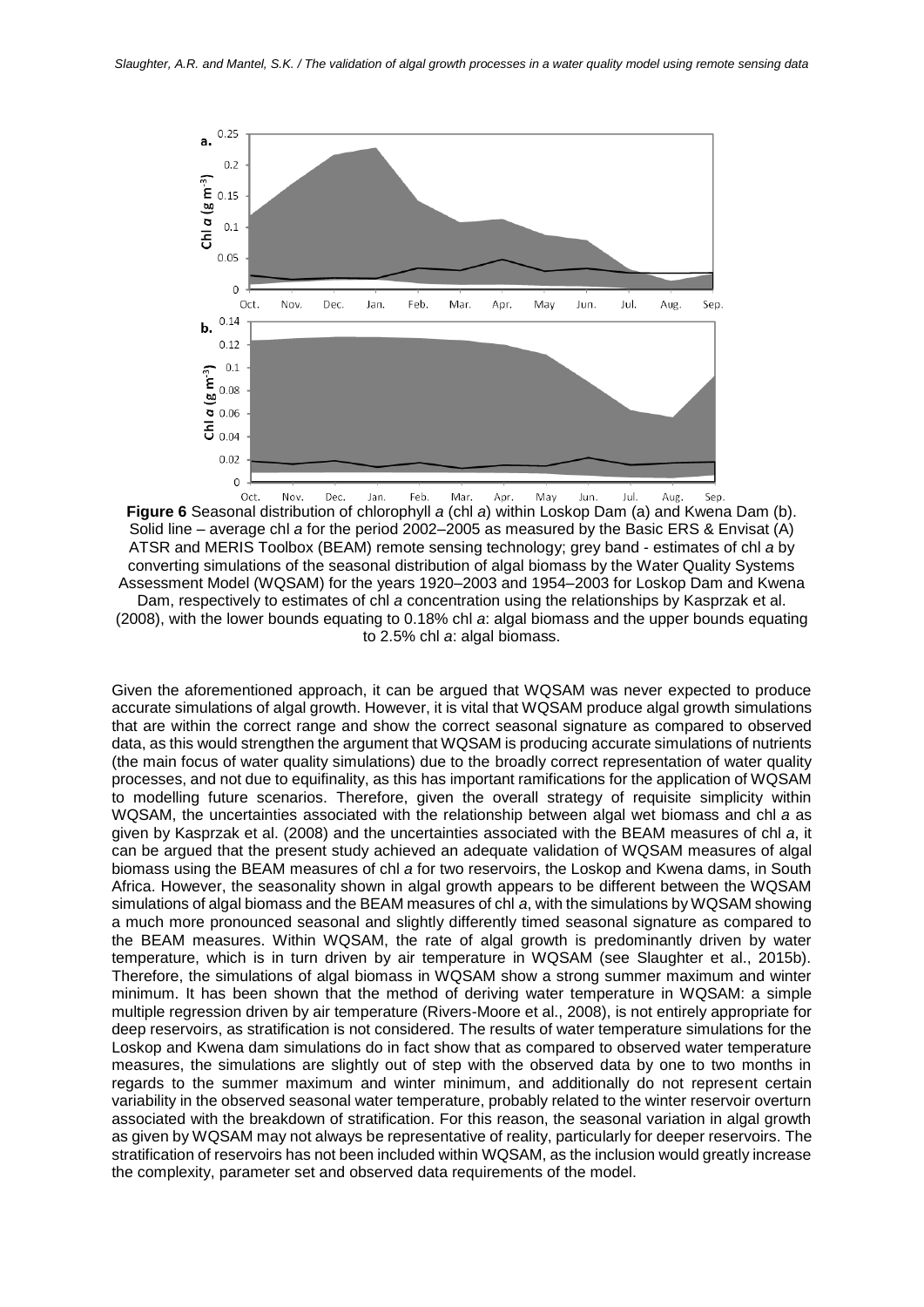**Figure 6** Seasonal distribution of chlorophyll *a* (chl *a*) within Loskop Dam (a) and Kwena Dam (b). Solid line – average chl *a* for the period 2002–2005 as measured by the Basic ERS & Envisat (A) ATSR and MERIS Toolbox (BEAM) remote sensing technology; grey band - estimates of chl *a* by converting simulations of the seasonal distribution of algal biomass by the Water Quality Systems Assessment Model (WQSAM) for the years 1920–2003 and 1954–2003 for Loskop Dam and Kwena Dam, respectively to estimates of chl *a* concentration using the relationships by Kasprzak et al. (2008), with the lower bounds equating to 0.18% chl *a*: algal biomass and the upper bounds equating to 2.5% chl *a*: algal biomass.

Given the aforementioned approach, it can be argued that WQSAM was never expected to produce accurate simulations of algal growth. However, it is vital that WQSAM produce algal growth simulations that are within the correct range and show the correct seasonal signature as compared to observed data, as this would strengthen the argument that WQSAM is producing accurate simulations of nutrients (the main focus of water quality simulations) due to the broadly correct representation of water quality processes, and not due to equifinality, as this has important ramifications for the application of WQSAM to modelling future scenarios. Therefore, given the overall strategy of requisite simplicity within WQSAM, the uncertainties associated with the relationship between algal wet biomass and chl *a* as given by Kasprzak et al. (2008) and the uncertainties associated with the BEAM measures of chl *a*, it can be argued that the present study achieved an adequate validation of WQSAM measures of algal biomass using the BEAM measures of chl *a* for two reservoirs, the Loskop and Kwena dams, in South Africa. However, the seasonality shown in algal growth appears to be different between the WQSAM simulations of algal biomass and the BEAM measures of chl *a*, with the simulations by WQSAM showing a much more pronounced seasonal and slightly differently timed seasonal signature as compared to the BEAM measures. Within WQSAM, the rate of algal growth is predominantly driven by water temperature, which is in turn driven by air temperature in WQSAM (see Slaughter et al., 2015b). Therefore, the simulations of algal biomass in WQSAM show a strong summer maximum and winter minimum. It has been shown that the method of deriving water temperature in WQSAM: a simple multiple regression driven by air temperature (Rivers-Moore et al., 2008), is not entirely appropriate for deep reservoirs, as stratification is not considered. The results of water temperature simulations for the Loskop and Kwena dam simulations do in fact show that as compared to observed water temperature measures, the simulations are slightly out of step with the observed data by one to two months in regards to the summer maximum and winter minimum, and additionally do not represent certain variability in the observed seasonal water temperature, probably related to the winter reservoir overturn associated with the breakdown of stratification. For this reason, the seasonal variation in algal growth as given by WQSAM may not always be representative of reality, particularly for deeper reservoirs. The stratification of reservoirs has not been included within WQSAM, as the inclusion would greatly increase the complexity, parameter set and observed data requirements of the model.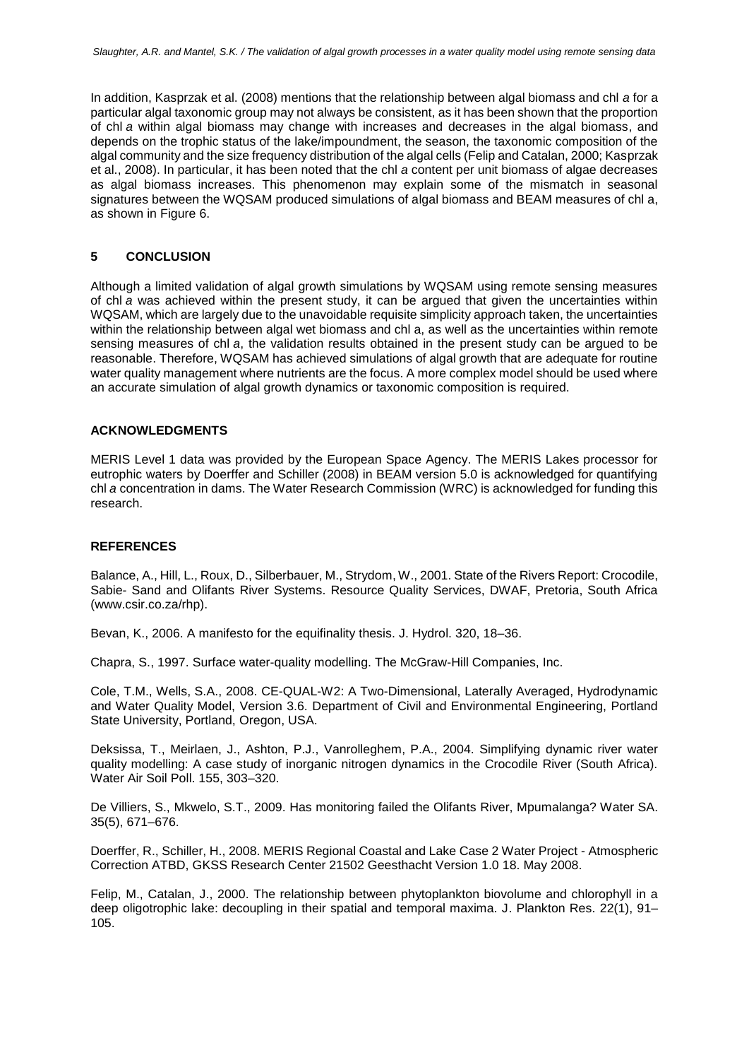In addition, Kasprzak et al. (2008) mentions that the relationship between algal biomass and chl *a* for a particular algal taxonomic group may not always be consistent, as it has been shown that the proportion of chl *a* within algal biomass may change with increases and decreases in the algal biomass, and depends on the trophic status of the lake/impoundment, the season, the taxonomic composition of the algal community and the size frequency distribution of the algal cells (Felip and Catalan, 2000; Kasprzak et al., 2008). In particular, it has been noted that the chl *a* content per unit biomass of algae decreases as algal biomass increases. This phenomenon may explain some of the mismatch in seasonal signatures between the WQSAM produced simulations of algal biomass and BEAM measures of chl a, as shown in Figure 6.

## 5 CONCLUSION

Although a limited validation of algal growth simulations by WQSAM using remote sensing measures of chl *a* was achieved within the present study, it can be argued that given the uncertainties within WQSAM, which are largely due to the unavoidable requisite simplicity approach taken, the uncertainties within the relationship between algal wet biomass and chl a, as well as the uncertainties within remote sensing measures of chl *a*, the validation results obtained in the present study can be argued to be reasonable. Therefore, WQSAM has achieved simulations of algal growth that are adequate for routine water quality management where nutrients are the focus. A more complex model should be used where an accurate simulation of algal growth dynamics or taxonomic composition is required.

## ACKNOWLEDGMENTS

MERIS Level 1 data was provided by the European Space Agency. The MERIS Lakes processor for eutrophic waters by Doerffer and Schiller (2008) in BEAM version 5.0 is acknowledged for quantifying chl *a* concentration in dams. The Water Research Commission (WRC) is acknowledged for funding this research.

## REFERENCES

Balance, A., Hill, L., Roux, D., Silberbauer, M., Strydom, W., 2001. State of the Rivers Report: Crocodile, Sabie- Sand and Olifants River Systems. Resource Quality Services, DWAF, Pretoria, South Africa (www.csir.co.za/rhp).

Bevan, K., 2006. A manifesto for the equifinality thesis. J. Hydrol. 320, 18–36.

Chapra, S., 1997. Surface water-quality modelling. The McGraw-Hill Companies, Inc.

Cole, T.M., Wells, S.A., 2008. CE-QUAL-W2: A Two-Dimensional, Laterally Averaged, Hydrodynamic and Water Quality Model, Version 3.6. Department of Civil and Environmental Engineering, Portland State University, Portland, Oregon, USA.

Deksissa, T., Meirlaen, J., Ashton, P.J., Vanrolleghem, P.A., 2004. Simplifying dynamic river water quality modelling: A case study of inorganic nitrogen dynamics in the Crocodile River (South Africa). Water Air Soil Poll. 155, 303–320.

De Villiers, S., Mkwelo, S.T., 2009. Has monitoring failed the Olifants River, Mpumalanga? Water SA. 35(5), 671–676.

Doerffer, R., Schiller, H., 2008. MERIS Regional Coastal and Lake Case 2 Water Project - Atmospheric Correction ATBD, GKSS Research Center 21502 Geesthacht Version 1.0 18. May 2008.

Felip, M., Catalan, J., 2000. The relationship between phytoplankton biovolume and chlorophyll in a deep oligotrophic lake: decoupling in their spatial and temporal maxima. J. Plankton Res. 22(1), 91–105.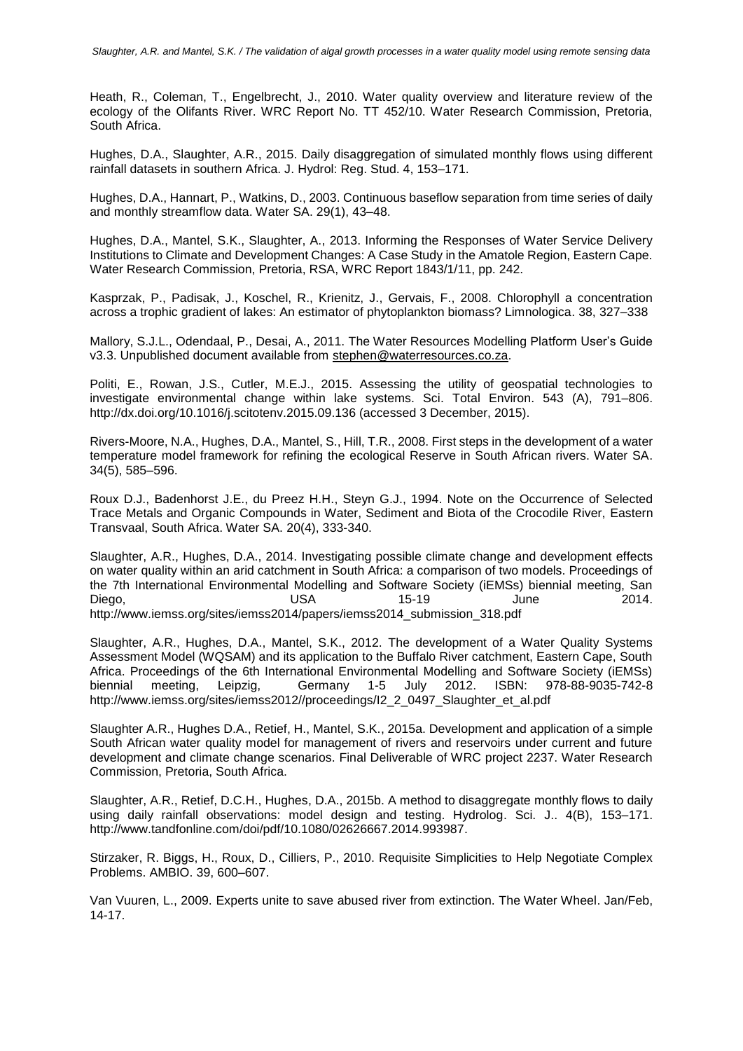Heath, R., Coleman, T., Engelbrecht, J., 2010. Water quality overview and literature review of the ecology of the Olifants River. WRC Report No. TT 452/10. Water Research Commission, Pretoria, South Africa.

Hughes, D.A., Slaughter, A.R., 2015. Daily disaggregation of simulated monthly flows using different rainfall datasets in southern Africa. J. Hydrol: Reg. Stud. 4, 153–171.

Hughes, D.A., Hannart, P., Watkins, D., 2003. Continuous baseflow separation from time series of daily and monthly streamflow data. Water SA. 29(1), 43–48.

Hughes, D.A., Mantel, S.K., Slaughter, A., 2013. Informing the Responses of Water Service Delivery Institutions to Climate and Development Changes: A Case Study in the Amatole Region, Eastern Cape. Water Research Commission, Pretoria, RSA, WRC Report 1843/1/11, pp. 242.

Kasprzak, P., Padisak, J., Koschel, R., Krienitz, J., Gervais, F., 2008. Chlorophyll a concentration across a trophic gradient of lakes: An estimator of phytoplankton biomass? Limnologica. 38, 327–338

Mallory, S.J.L., Odendaal, P., Desai, A., 2011. The Water Resources Modelling Platform User's Guide v3.3. Unpublished document available from stephen@waterresources.co.za.

Politi, E., Rowan, J.S., Cutler, M.E.J., 2015. Assessing the utility of geospatial technologies to investigate environmental change within lake systems. Sci. Total Environ. 543 (A), 791–806. http://dx.doi.org/10.1016/j.scitotenv.2015.09.136 (accessed 3 December, 2015).

Rivers-Moore, N.A., Hughes, D.A., Mantel, S., Hill, T.R., 2008. First steps in the development of a water temperature model framework for refining the ecological Reserve in South African rivers. Water SA. 34(5), 585–596.

Roux D.J., Badenhorst J.E., du Preez H.H., Steyn G.J., 1994. Note on the Occurrence of Selected Trace Metals and Organic Compounds in Water, Sediment and Biota of the Crocodile River, Eastern Transvaal, South Africa. Water SA. 20(4), 333-340.

Slaughter, A.R., Hughes, D.A., 2014. Investigating possible climate change and development effects on water quality within an arid catchment in South Africa: a comparison of two models. Proceedings of the 7th International Environmental Modelling and Software Society (iEMSs) biennial meeting, San Diego, USA 15-19 June 2014. http://www.iemss.org/sites/iemss2014/papers/iemss2014_submission_318.pdf

Slaughter, A.R., Hughes, D.A., Mantel, S.K., 2012. The development of a Water Quality Systems Assessment Model (WQSAM) and its application to the Buffalo River catchment, Eastern Cape, South Africa. Proceedings of the 6th International Environmental Modelling and Software Society (iEMSs) biennial meeting, Leipzig, Germany 1-5 July 2012. ISBN: 978-88-9035-742-8 http://www.iemss.org/sites/iemss2012//proceedings/I2_2_0497_Slaughter_et_al.pdf

Slaughter A.R., Hughes D.A., Retief, H., Mantel, S.K., 2015a. Development and application of a simple South African water quality model for management of rivers and reservoirs under current and future development and climate change scenarios. Final Deliverable of WRC project 2237. Water Research Commission, Pretoria, South Africa.

Slaughter, A.R., Retief, D.C.H., Hughes, D.A., 2015b. A method to disaggregate monthly flows to daily using daily rainfall observations: model design and testing. Hydrolog. Sci. J.. 4(B), 153–171. http://www.tandfonline.com/doi/pdf/10.1080/02626667.2014.993987.

Stirzaker, R. Biggs, H., Roux, D., Cilliers, P., 2010. Requisite Simplicities to Help Negotiate Complex Problems. AMBIO. 39, 600–607.

Van Vuuren, L., 2009. Experts unite to save abused river from extinction. The Water Wheel. Jan/Feb, 14-17.